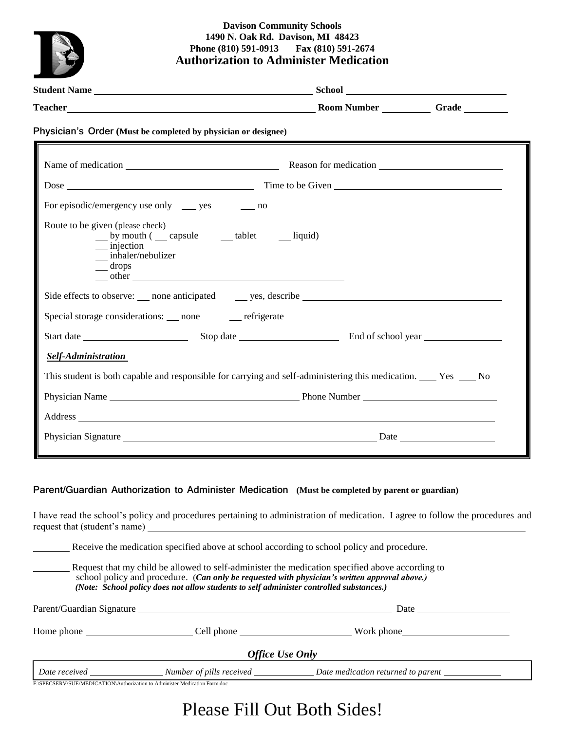**Davison Community Schools**
**1490 N. Oak Rd. Davison, MI 48423**
**Phone (810) 591-0913 Fax (810) 591-2674**

# Authorization to Administer Medication

**Student Name** ______________________ **School** ______________________

**Teacher** ______________________ **Room Number** __________ **Grade** __________

## Physician's Order (Must be completed by physician or designee)

Name of medication ______________________ Reason for medication ______________________

Dose ______________________ Time to be Given ______________________

For episodic/emergency use only ___ yes ___ no

Route to be given (please check)
- ___ by mouth ( ___ capsule ___ tablet ___ liquid)
- ___ injection
- ___ inhaler/nebulizer
- ___ drops
- ___ other ______________________

Side effects to observe: ___ none anticipated ___ yes, describe ______________________

Special storage considerations: ___ none ___ refrigerate

Start date ______________ Stop date ______________ End of school year ______________

***Self-Administration***

This student is both capable and responsible for carrying and self-administering this medication. ___ Yes ___ No

Physician Name ______________________ Phone Number ______________________

Address ______________________

Physician Signature ______________________ Date ______________

## Parent/Guardian Authorization to Administer Medication (Must be completed by parent or guardian)

I have read the school's policy and procedures pertaining to administration of medication. I agree to follow the procedures and request that (student's name) ______________________

_______ Receive the medication specified above at school according to school policy and procedure.

_______ Request that my child be allowed to self-administer the medication specified above according to school policy and procedure. (***Can only be requested with physician's written approval above.)***
***(Note: School policy does not allow students to self administer controlled substances.)***

Parent/Guardian Signature ______________________ Date ______________

Home phone ______________ Cell phone ______________ Work phone ______________

***Office Use Only***

*Date received* ______________ *Number of pills received* ______________ *Date medication returned to parent* ______________

F:\SPECSERV\SUE\MEDICATION\Authorization to Administer Medication Form.doc

# Please Fill Out Both Sides!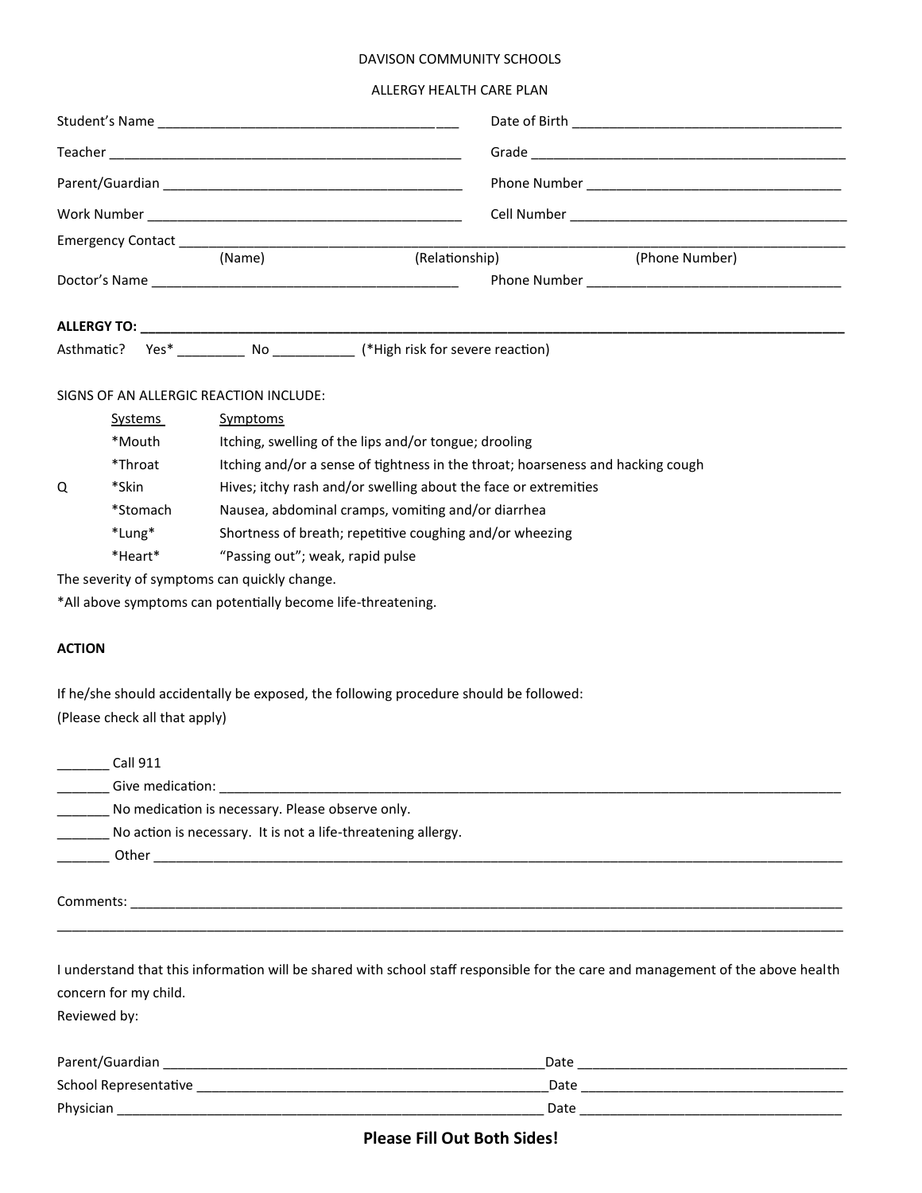DAVISON COMMUNITY SCHOOLS

ALLERGY HEALTH CARE PLAN

Student's Name ________________________________________ Date of Birth ____________________________________

Teacher ______________________________________________ Grade ___________________________________________

Parent/Guardian ________________________________________ Phone Number __________________________________

Work Number __________________________________________ Cell Number ____________________________________

Emergency Contact _______________________________________________________________________________________
(Name) (Relationship) (Phone Number)

Doctor's Name _________________________________________ Phone Number __________________________________

**ALLERGY TO: _____________________________________________________________________________________________**

Asthmatic? Yes* _________ No ___________ (*High risk for severe reaction)

SIGNS OF AN ALLERGIC REACTION INCLUDE:

| Systems | Symptoms |
|---|---|
| *Mouth | Itching, swelling of the lips and/or tongue; drooling |
| *Throat | Itching and/or a sense of tightness in the throat; hoarseness and hacking cough |
| *Skin | Hives; itchy rash and/or swelling about the face or extremities |
| *Stomach | Nausea, abdominal cramps, vomiting and/or diarrhea |
| *Lung* | Shortness of breath; repetitive coughing and/or wheezing |
| *Heart* | "Passing out"; weak, rapid pulse |

Q

The severity of symptoms can quickly change.

*All above symptoms can potentially become life-threatening.

**ACTION**

If he/she should accidentally be exposed, the following procedure should be followed:
(Please check all that apply)

_______ Call 911
_______ Give medication: ____________________________________________________________________________
_______ No medication is necessary. Please observe only.
_______ No action is necessary. It is not a life-threatening allergy.
_______ Other _______________________________________________________________________________________

Comments: _____________________________________________________________________________________________
_______________________________________________________________________________________________________

I understand that this information will be shared with school staff responsible for the care and management of the above health concern for my child.
Reviewed by:

Parent/Guardian _____________________________________________Date ____________________________________
School Representative ________________________________________Date ____________________________________
Physician _________________________________________________ Date ____________________________________

**Please Fill Out Both Sides!**